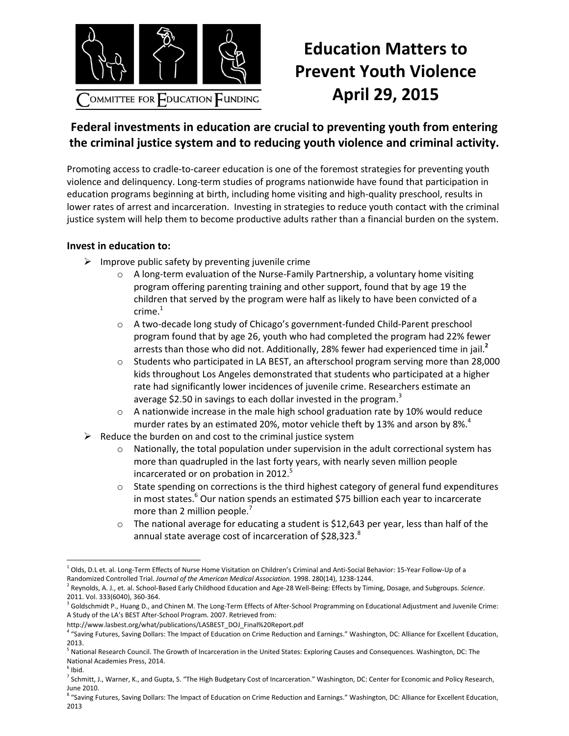COMMITTEE FOR EDUCATION FUNDING

# Education Matters to Prevent Youth Violence April 29, 2015

## Federal investments in education are crucial to preventing youth from entering the criminal justice system and to reducing youth violence and criminal activity.

Promoting access to cradle-to-career education is one of the foremost strategies for preventing youth violence and delinquency. Long-term studies of programs nationwide have found that participation in education programs beginning at birth, including home visiting and high-quality preschool, results in lower rates of arrest and incarceration. Investing in strategies to reduce youth contact with the criminal justice system will help them to become productive adults rather than a financial burden on the system.

### Invest in education to:

- Improve public safety by preventing juvenile crime
  - A long-term evaluation of the Nurse-Family Partnership, a voluntary home visiting program offering parenting training and other support, found that by age 19 the children that served by the program were half as likely to have been convicted of a crime.[1]
  - A two-decade long study of Chicago's government-funded Child-Parent preschool program found that by age 26, youth who had completed the program had 22% fewer arrests than those who did not. Additionally, 28% fewer had experienced time in jail.[2]
  - Students who participated in LA BEST, an afterschool program serving more than 28,000 kids throughout Los Angeles demonstrated that students who participated at a higher rate had significantly lower incidences of juvenile crime. Researchers estimate an average $2.50 in savings to each dollar invested in the program.[3]
  - A nationwide increase in the male high school graduation rate by 10% would reduce murder rates by an estimated 20%, motor vehicle theft by 13% and arson by 8%.[4]
- Reduce the burden on and cost to the criminal justice system
  - Nationally, the total population under supervision in the adult correctional system has more than quadrupled in the last forty years, with nearly seven million people incarcerated or on probation in 2012.[5]
  - State spending on corrections is the third highest category of general fund expenditures in most states.[6] Our nation spends an estimated $75 billion each year to incarcerate more than 2 million people.[7]
  - The national average for educating a student is $12,643 per year, less than half of the annual state average cost of incarceration of $28,323.[8]

---

[1] Olds, D.L et. al. Long-Term Effects of Nurse Home Visitation on Children's Criminal and Anti-Social Behavior: 15-Year Follow-Up of a Randomized Controlled Trial. *Journal of the American Medical Association*. 1998. 280(14), 1238-1244.

[2] Reynolds, A. J., et. al. School-Based Early Childhood Education and Age-28 Well-Being: Effects by Timing, Dosage, and Subgroups. *Science*. 2011. Vol. 333(6040), 360-364.

[3] Goldschmidt P., Huang D., and Chinen M. The Long-Term Effects of After-School Programming on Educational Adjustment and Juvenile Crime: A Study of the LA's BEST After-School Program. 2007. Retrieved from: http://www.lasbest.org/what/publications/LASBEST_DOJ_Final%20Report.pdf

[4] "Saving Futures, Saving Dollars: The Impact of Education on Crime Reduction and Earnings." Washington, DC: Alliance for Excellent Education, 2013.

[5] National Research Council. The Growth of Incarceration in the United States: Exploring Causes and Consequences. Washington, DC: The National Academies Press, 2014.

[6] Ibid.

[7] Schmitt, J., Warner, K., and Gupta, S. "The High Budgetary Cost of Incarceration." Washington, DC: Center for Economic and Policy Research, June 2010.

[8] "Saving Futures, Saving Dollars: The Impact of Education on Crime Reduction and Earnings." Washington, DC: Alliance for Excellent Education, 2013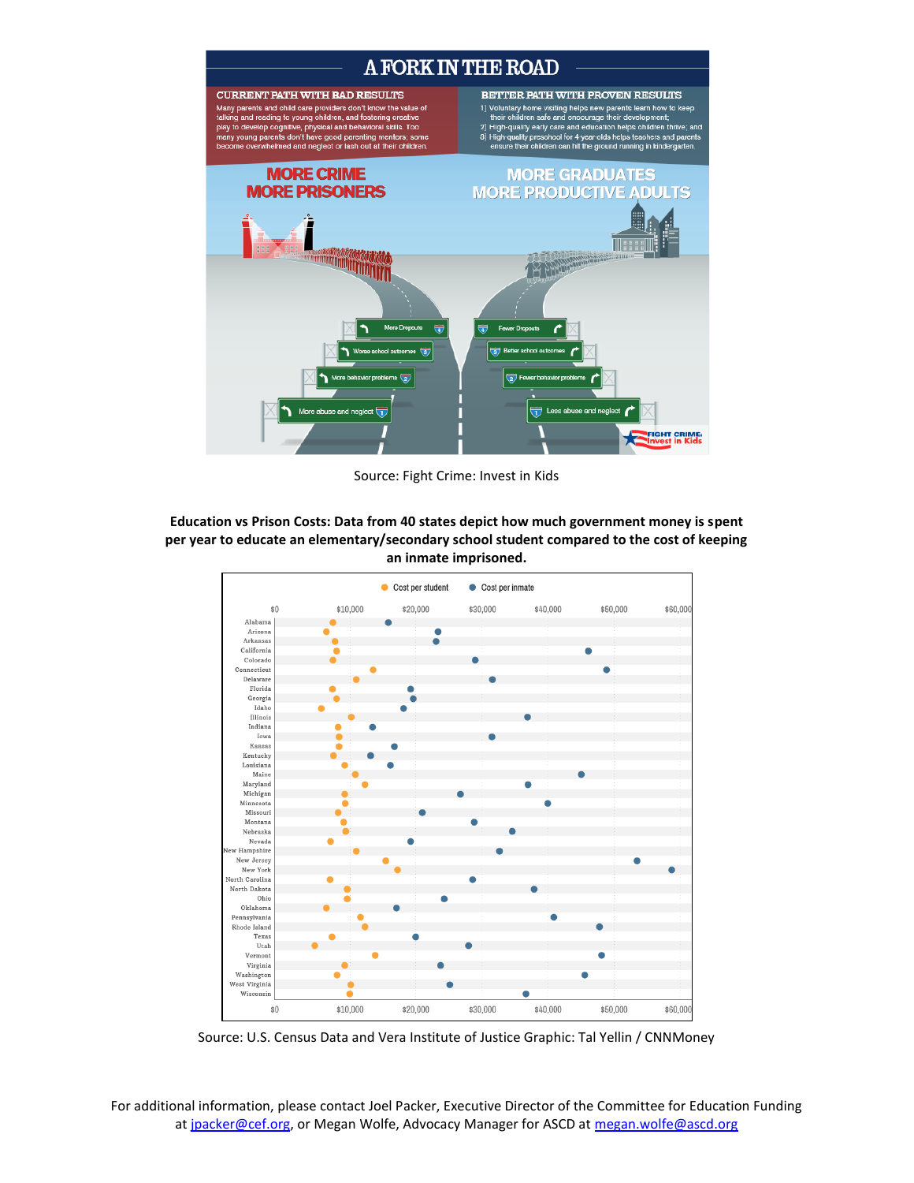# A FORK IN THE ROAD

**CURRENT PATH WITH BAD RESULTS**

Many parents and child care providers don't know the value of talking and reading to young children, and fostering creative play to develop cognitive, physical and behavioral skills. Too many young parents don't have good parenting mentors; some become overwhelmed and neglect or lash out at their children.

**BETTER PATH WITH PROVEN RESULTS**

1) Voluntary home visiting helps new parents learn how to keep their children safe and encourage their development;
2) High-quality early care and education helps children thrive; and
3) High-quality preschool for 4-year-olds helps teachers and parents ensure their children can hit the ground running in kindergarten.

MORE CRIME
MORE PRISONERS

MORE GRADUATES
MORE PRODUCTIVE ADULTS

More Dropouts 4
Worse school outcomes 3
More behavior problems 2
More abuse and neglect 1

Fewer Dropouts 4
Better school outcomes 3
Fewer behavior problems 2
Less abuse and neglect 1

FIGHT CRIME: Invest in Kids

Source: Fight Crime: Invest in Kids

**Education vs Prison Costs: Data from 40 states depict how much government money is spent per year to educate an elementary/secondary school student compared to the cost of keeping an inmate imprisoned.**

Cost per student
Cost per inmate

$0 $10,000 $20,000 $30,000 $40,000 $50,000 $60,000

Alabama
Arizona
Arkansas
California
Colorado
Connecticut
Delaware
Florida
Georgia
Idaho
Illinois
Indiana
Iowa
Kansas
Kentucky
Louisiana
Maine
Maryland
Michigan
Minnesota
Missouri
Montana
Nebraska
Nevada
New Hampshire
New Jersey
New York
North Carolina
North Dakota
Ohio
Oklahoma
Pennsylvania
Rhode Island
Texas
Utah
Vermont
Virginia
Washington
West Virginia
Wisconsin

Source: U.S. Census Data and Vera Institute of Justice Graphic: Tal Yellin / CNNMoney

For additional information, please contact Joel Packer, Executive Director of the Committee for Education Funding at jpacker@cef.org, or Megan Wolfe, Advocacy Manager for ASCD at megan.wolfe@ascd.org